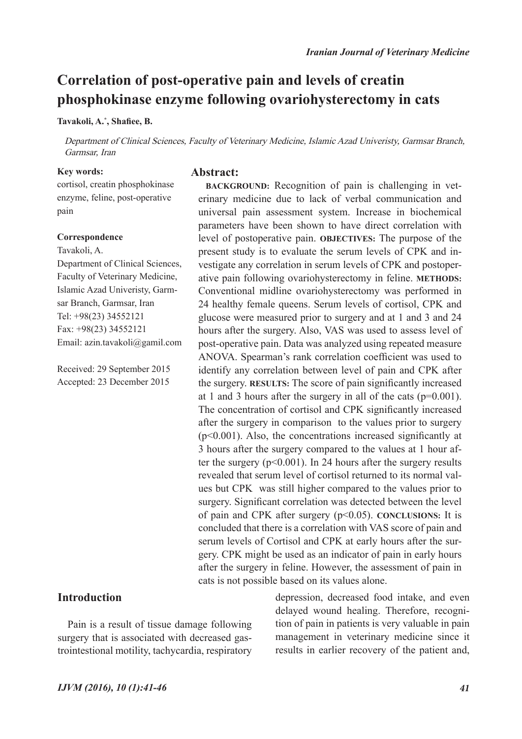# Correlation of post-operative pain and levels of creatin phosphokinase enzyme following ovariohysterectomy in cats

**Tavakoli, A.[*], Shafiee, B.**

*Department of Clinical Sciences, Faculty of Veterinary Medicine, Islamic Azad Univeristy, Garmsar Branch, Garmsar, Iran*

**Key words:**
cortisol, creatin phosphokinase enzyme, feline, post-operative pain

**Correspondence**
Tavakoli, A.
Department of Clinical Sciences, Faculty of Veterinary Medicine, Islamic Azad Univeristy, Garmsar Branch, Garmsar, Iran
Tel: +98(23) 34552121
Fax: +98(23) 34552121
Email: azin.tavakoli@gamil.com

Received: 29 September 2015
Accepted: 23 December 2015

## Abstract:

**BACKGROUND:** Recognition of pain is challenging in veterinary medicine due to lack of verbal communication and universal pain assessment system. Increase in biochemical parameters have been shown to have direct correlation with level of postoperative pain. **OBJECTIVES:** The purpose of the present study is to evaluate the serum levels of CPK and investigate any correlation in serum levels of CPK and postoperative pain following ovariohysterectomy in feline. **METHODS:** Conventional midline ovariohysterectomy was performed in 24 healthy female queens. Serum levels of cortisol, CPK and glucose were measured prior to surgery and at 1 and 3 and 24 hours after the surgery. Also, VAS was used to assess level of post-operative pain. Data was analyzed using repeated measure ANOVA. Spearman's rank correlation coefficient was used to identify any correlation between level of pain and CPK after the surgery. **RESULTS:** The score of pain significantly increased at 1 and 3 hours after the surgery in all of the cats ($p=0.001$). The concentration of cortisol and CPK significantly increased after the surgery in comparison to the values prior to surgery ($p<0.001$). Also, the concentrations increased significantly at 3 hours after the surgery compared to the values at 1 hour after the surgery ($p<0.001$). In 24 hours after the surgery results revealed that serum level of cortisol returned to its normal values but CPK was still higher compared to the values prior to surgery. Significant correlation was detected between the level of pain and CPK after surgery ($p<0.05$). **CONCLUSIONS:** It is concluded that there is a correlation with VAS score of pain and serum levels of Cortisol and CPK at early hours after the surgery. CPK might be used as an indicator of pain in early hours after the surgery in feline. However, the assessment of pain in cats is not possible based on its values alone.

## Introduction

Pain is a result of tissue damage following surgery that is associated with decreased gastrointestional motility, tachycardia, respiratory depression, decreased food intake, and even delayed wound healing. Therefore, recognition of pain in patients is very valuable in pain management in veterinary medicine since it results in earlier recovery of the patient and,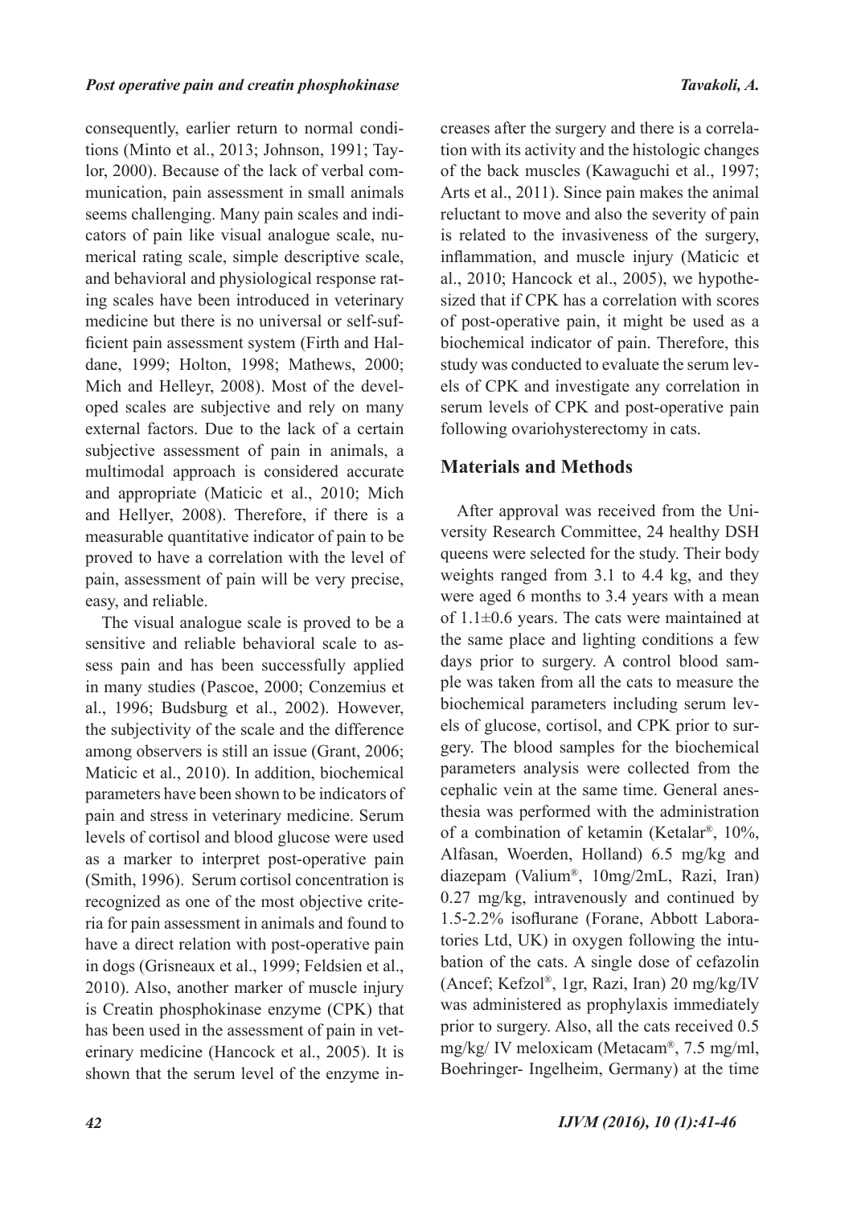consequently, earlier return to normal conditions (Minto et al., 2013; Johnson, 1991; Taylor, 2000). Because of the lack of verbal communication, pain assessment in small animals seems challenging. Many pain scales and indicators of pain like visual analogue scale, numerical rating scale, simple descriptive scale, and behavioral and physiological response rating scales have been introduced in veterinary medicine but there is no universal or self-sufficient pain assessment system (Firth and Haldane, 1999; Holton, 1998; Mathews, 2000; Mich and Helleyr, 2008). Most of the developed scales are subjective and rely on many external factors. Due to the lack of a certain subjective assessment of pain in animals, a multimodal approach is considered accurate and appropriate (Maticic et al., 2010; Mich and Hellyer, 2008). Therefore, if there is a measurable quantitative indicator of pain to be proved to have a correlation with the level of pain, assessment of pain will be very precise, easy, and reliable.

The visual analogue scale is proved to be a sensitive and reliable behavioral scale to assess pain and has been successfully applied in many studies (Pascoe, 2000; Conzemius et al., 1996; Budsburg et al., 2002). However, the subjectivity of the scale and the difference among observers is still an issue (Grant, 2006; Maticic et al., 2010). In addition, biochemical parameters have been shown to be indicators of pain and stress in veterinary medicine. Serum levels of cortisol and blood glucose were used as a marker to interpret post-operative pain (Smith, 1996). Serum cortisol concentration is recognized as one of the most objective criteria for pain assessment in animals and found to have a direct relation with post-operative pain in dogs (Grisneaux et al., 1999; Feldsien et al., 2010). Also, another marker of muscle injury is Creatin phosphokinase enzyme (CPK) that has been used in the assessment of pain in veterinary medicine (Hancock et al., 2005). It is shown that the serum level of the enzyme increases after the surgery and there is a correlation with its activity and the histologic changes of the back muscles (Kawaguchi et al., 1997; Arts et al., 2011). Since pain makes the animal reluctant to move and also the severity of pain is related to the invasiveness of the surgery, inflammation, and muscle injury (Maticic et al., 2010; Hancock et al., 2005), we hypothesized that if CPK has a correlation with scores of post-operative pain, it might be used as a biochemical indicator of pain. Therefore, this study was conducted to evaluate the serum levels of CPK and investigate any correlation in serum levels of CPK and post-operative pain following ovariohysterectomy in cats.

## Materials and Methods

After approval was received from the University Research Committee, 24 healthy DSH queens were selected for the study. Their body weights ranged from 3.1 to 4.4 kg, and they were aged 6 months to 3.4 years with a mean of 1.1±0.6 years. The cats were maintained at the same place and lighting conditions a few days prior to surgery. A control blood sample was taken from all the cats to measure the biochemical parameters including serum levels of glucose, cortisol, and CPK prior to surgery. The blood samples for the biochemical parameters analysis were collected from the cephalic vein at the same time. General anesthesia was performed with the administration of a combination of ketamin (Ketalar®, 10%, Alfasan, Woerden, Holland) 6.5 mg/kg and diazepam (Valium®, 10mg/2mL, Razi, Iran) 0.27 mg/kg, intravenously and continued by 1.5-2.2% isoflurane (Forane, Abbott Laboratories Ltd, UK) in oxygen following the intubation of the cats. A single dose of cefazolin (Ancef; Kefzol®, 1gr, Razi, Iran) 20 mg/kg/IV was administered as prophylaxis immediately prior to surgery. Also, all the cats received 0.5 mg/kg/ IV meloxicam (Metacam®, 7.5 mg/ml, Boehringer- Ingelheim, Germany) at the time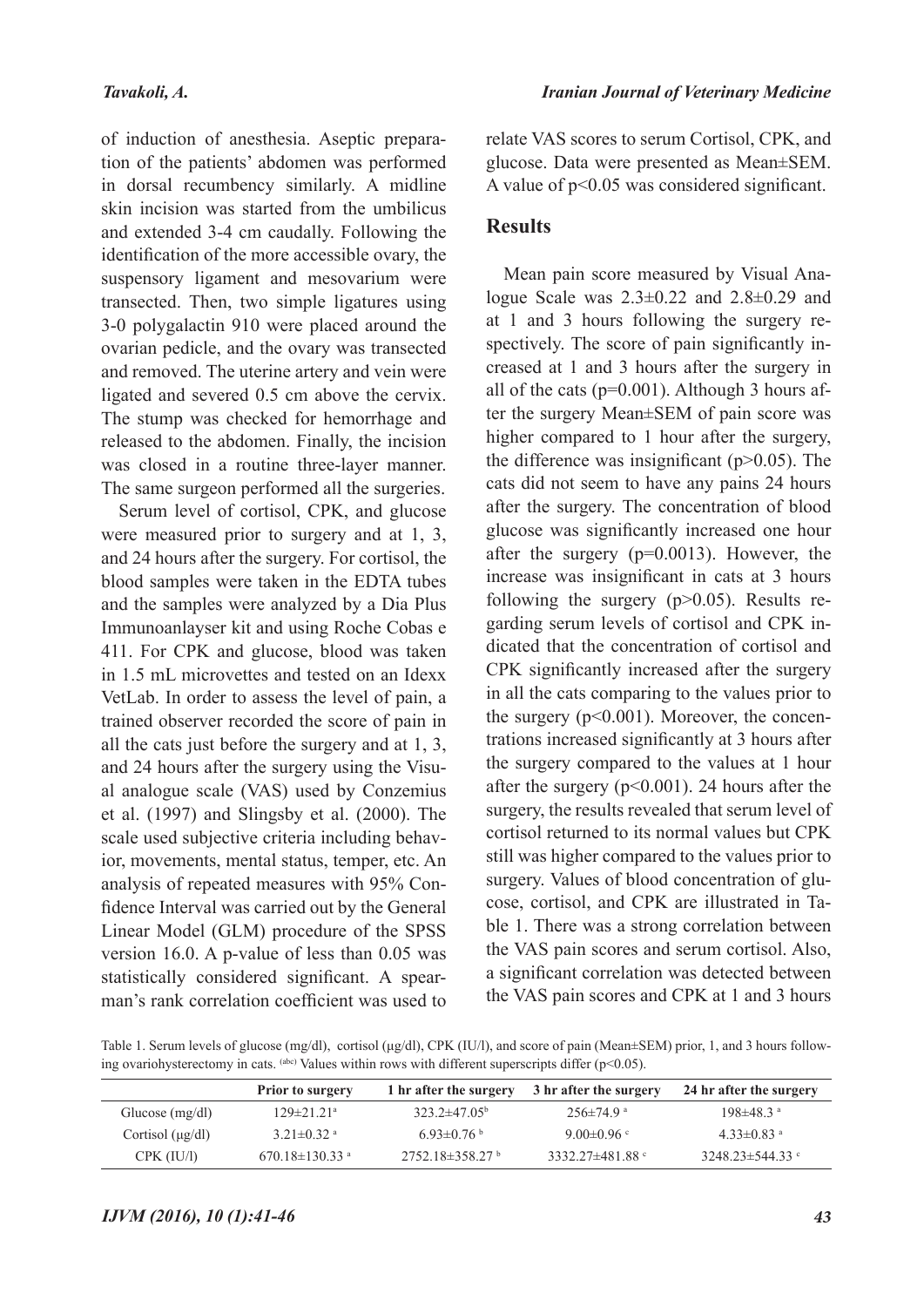of induction of anesthesia. Aseptic preparation of the patients' abdomen was performed in dorsal recumbency similarly. A midline skin incision was started from the umbilicus and extended 3-4 cm caudally. Following the identification of the more accessible ovary, the suspensory ligament and mesovarium were transected. Then, two simple ligatures using 3-0 polygalactin 910 were placed around the ovarian pedicle, and the ovary was transected and removed. The uterine artery and vein were ligated and severed 0.5 cm above the cervix. The stump was checked for hemorrhage and released to the abdomen. Finally, the incision was closed in a routine three-layer manner. The same surgeon performed all the surgeries.

Serum level of cortisol, CPK, and glucose were measured prior to surgery and at 1, 3, and 24 hours after the surgery. For cortisol, the blood samples were taken in the EDTA tubes and the samples were analyzed by a Dia Plus Immunoanlayser kit and using Roche Cobas e 411. For CPK and glucose, blood was taken in 1.5 mL microvettes and tested on an Idexx VetLab. In order to assess the level of pain, a trained observer recorded the score of pain in all the cats just before the surgery and at 1, 3, and 24 hours after the surgery using the Visual analogue scale (VAS) used by Conzemius et al. (1997) and Slingsby et al. (2000). The scale used subjective criteria including behavior, movements, mental status, temper, etc. An analysis of repeated measures with 95% Confidence Interval was carried out by the General Linear Model (GLM) procedure of the SPSS version 16.0. A p-value of less than 0.05 was statistically considered significant. A spearman's rank correlation coefficient was used to relate VAS scores to serum Cortisol, CPK, and glucose. Data were presented as Mean±SEM. A value of $p<0.05$ was considered significant.

## Results

Mean pain score measured by Visual Analogue Scale was 2.3±0.22 and 2.8±0.29 and at 1 and 3 hours following the surgery respectively. The score of pain significantly increased at 1 and 3 hours after the surgery in all of the cats ($p=0.001$). Although 3 hours after the surgery Mean±SEM of pain score was higher compared to 1 hour after the surgery, the difference was insignificant ($p>0.05$). The cats did not seem to have any pains 24 hours after the surgery. The concentration of blood glucose was significantly increased one hour after the surgery ($p=0.0013$). However, the increase was insignificant in cats at 3 hours following the surgery ($p>0.05$). Results regarding serum levels of cortisol and CPK indicated that the concentration of cortisol and CPK significantly increased after the surgery in all the cats comparing to the values prior to the surgery ($p<0.001$). Moreover, the concentrations increased significantly at 3 hours after the surgery compared to the values at 1 hour after the surgery ($p<0.001$). 24 hours after the surgery, the results revealed that serum level of cortisol returned to its normal values but CPK still was higher compared to the values prior to surgery. Values of blood concentration of glucose, cortisol, and CPK are illustrated in Table 1. There was a strong correlation between the VAS pain scores and serum cortisol. Also, a significant correlation was detected between the VAS pain scores and CPK at 1 and 3 hours

Table 1. Serum levels of glucose (mg/dl), cortisol (μg/dl), CPK (IU/l), and score of pain (Mean±SEM) prior, 1, and 3 hours following ovariohysterectomy in cats. [(abc)] Values within rows with different superscripts differ ($p<0.05$).

| | Prior to surgery | 1 hr after the surgery | 3 hr after the surgery | 24 hr after the surgery |
|---|---|---|---|---|
| Glucose (mg/dl) | 129±21.21[a] | 323.2±47.05[b] | 256±74.9[a] | 198±48.3[a] |
| Cortisol (μg/dl) | 3.21±0.32[a] | 6.93±0.76[b] | 9.00±0.96[c] | 4.33±0.83[a] |
| CPK (IU/l) | 670.18±130.33[a] | 2752.18±358.27[b] | 3332.27±481.88[c] | 3248.23±544.33[c] |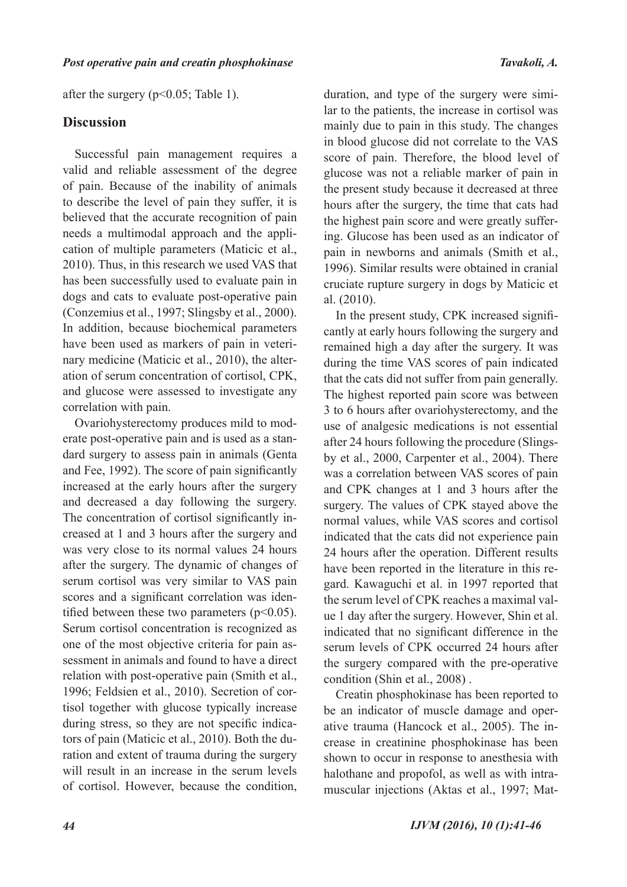after the surgery ($p<0.05$; Table 1).

## Discussion

Successful pain management requires a valid and reliable assessment of the degree of pain. Because of the inability of animals to describe the level of pain they suffer, it is believed that the accurate recognition of pain needs a multimodal approach and the application of multiple parameters (Maticic et al., 2010). Thus, in this research we used VAS that has been successfully used to evaluate pain in dogs and cats to evaluate post-operative pain (Conzemius et al., 1997; Slingsby et al., 2000). In addition, because biochemical parameters have been used as markers of pain in veterinary medicine (Maticic et al., 2010), the alteration of serum concentration of cortisol, CPK, and glucose were assessed to investigate any correlation with pain.

Ovariohysterectomy produces mild to moderate post-operative pain and is used as a standard surgery to assess pain in animals (Genta and Fee, 1992). The score of pain significantly increased at the early hours after the surgery and decreased a day following the surgery. The concentration of cortisol significantly increased at 1 and 3 hours after the surgery and was very close to its normal values 24 hours after the surgery. The dynamic of changes of serum cortisol was very similar to VAS pain scores and a significant correlation was identified between these two parameters ($p<0.05$). Serum cortisol concentration is recognized as one of the most objective criteria for pain assessment in animals and found to have a direct relation with post-operative pain (Smith et al., 1996; Feldsien et al., 2010). Secretion of cortisol together with glucose typically increase during stress, so they are not specific indicators of pain (Maticic et al., 2010). Both the duration and extent of trauma during the surgery will result in an increase in the serum levels of cortisol. However, because the condition, duration, and type of the surgery were similar to the patients, the increase in cortisol was mainly due to pain in this study. The changes in blood glucose did not correlate to the VAS score of pain. Therefore, the blood level of glucose was not a reliable marker of pain in the present study because it decreased at three hours after the surgery, the time that cats had the highest pain score and were greatly suffering. Glucose has been used as an indicator of pain in newborns and animals (Smith et al., 1996). Similar results were obtained in cranial cruciate rupture surgery in dogs by Maticic et al. (2010).

In the present study, CPK increased significantly at early hours following the surgery and remained high a day after the surgery. It was during the time VAS scores of pain indicated that the cats did not suffer from pain generally. The highest reported pain score was between 3 to 6 hours after ovariohysterectomy, and the use of analgesic medications is not essential after 24 hours following the procedure (Slingsby et al., 2000, Carpenter et al., 2004). There was a correlation between VAS scores of pain and CPK changes at 1 and 3 hours after the surgery. The values of CPK stayed above the normal values, while VAS scores and cortisol indicated that the cats did not experience pain 24 hours after the operation. Different results have been reported in the literature in this regard. Kawaguchi et al. in 1997 reported that the serum level of CPK reaches a maximal value 1 day after the surgery. However, Shin et al. indicated that no significant difference in the serum levels of CPK occurred 24 hours after the surgery compared with the pre-operative condition (Shin et al., 2008) .

Creatin phosphokinase has been reported to be an indicator of muscle damage and operative trauma (Hancock et al., 2005). The increase in creatinine phosphokinase has been shown to occur in response to anesthesia with halothane and propofol, as well as with intramuscular injections (Aktas et al., 1997; Mat-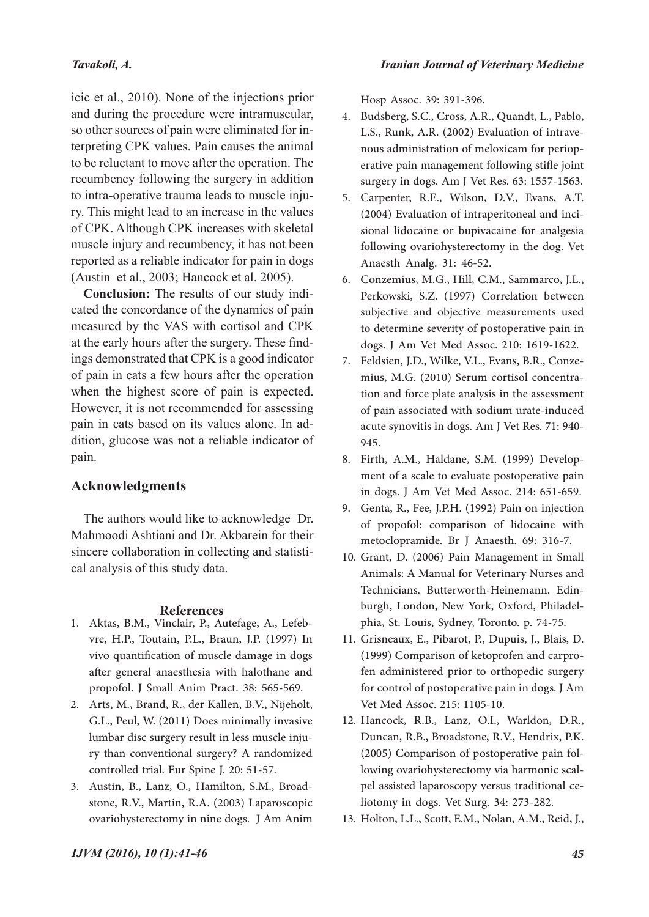icic et al., 2010). None of the injections prior and during the procedure were intramuscular, so other sources of pain were eliminated for interpreting CPK values. Pain causes the animal to be reluctant to move after the operation. The recumbency following the surgery in addition to intra-operative trauma leads to muscle injury. This might lead to an increase in the values of CPK. Although CPK increases with skeletal muscle injury and recumbency, it has not been reported as a reliable indicator for pain in dogs (Austin et al., 2003; Hancock et al. 2005).

**Conclusion:** The results of our study indicated the concordance of the dynamics of pain measured by the VAS with cortisol and CPK at the early hours after the surgery. These findings demonstrated that CPK is a good indicator of pain in cats a few hours after the operation when the highest score of pain is expected. However, it is not recommended for assessing pain in cats based on its values alone. In addition, glucose was not a reliable indicator of pain.

## Acknowledgments

The authors would like to acknowledge Dr. Mahmoodi Ashtiani and Dr. Akbarein for their sincere collaboration in collecting and statistical analysis of this study data.

## References

1. Aktas, B.M., Vinclair, P., Autefage, A., Lefebvre, H.P., Toutain, P.L., Braun, J.P. (1997) In vivo quantification of muscle damage in dogs after general anaesthesia with halothane and propofol. J Small Anim Pract. 38: 565-569.
2. Arts, M., Brand, R., der Kallen, B.V., Nijeholt, G.L., Peul, W. (2011) Does minimally invasive lumbar disc surgery result in less muscle injury than conventional surgery? A randomized controlled trial. Eur Spine J. 20: 51-57.
3. Austin, B., Lanz, O., Hamilton, S.M., Broadstone, R.V., Martin, R.A. (2003) Laparoscopic ovariohysterectomy in nine dogs. J Am Anim Hosp Assoc. 39: 391-396.
4. Budsberg, S.C., Cross, A.R., Quandt, L., Pablo, L.S., Runk, A.R. (2002) Evaluation of intravenous administration of meloxicam for perioperative pain management following stifle joint surgery in dogs. Am J Vet Res. 63: 1557-1563.
5. Carpenter, R.E., Wilson, D.V., Evans, A.T. (2004) Evaluation of intraperitoneal and incisional lidocaine or bupivacaine for analgesia following ovariohysterectomy in the dog. Vet Anaesth Analg. 31: 46-52.
6. Conzemius, M.G., Hill, C.M., Sammarco, J.L., Perkowski, S.Z. (1997) Correlation between subjective and objective measurements used to determine severity of postoperative pain in dogs. J Am Vet Med Assoc. 210: 1619-1622.
7. Feldsien, J.D., Wilke, V.L., Evans, B.R., Conzemius, M.G. (2010) Serum cortisol concentration and force plate analysis in the assessment of pain associated with sodium urate-induced acute synovitis in dogs. Am J Vet Res. 71: 940-945.
8. Firth, A.M., Haldane, S.M. (1999) Development of a scale to evaluate postoperative pain in dogs. J Am Vet Med Assoc. 214: 651-659.
9. Genta, R., Fee, J.P.H. (1992) Pain on injection of propofol: comparison of lidocaine with metoclopramide. Br J Anaesth. 69: 316-7.
10. Grant, D. (2006) Pain Management in Small Animals: A Manual for Veterinary Nurses and Technicians. Butterworth-Heinemann. Edinburgh, London, New York, Oxford, Philadelphia, St. Louis, Sydney, Toronto. p. 74-75.
11. Grisneaux, E., Pibarot, P., Dupuis, J., Blais, D. (1999) Comparison of ketoprofen and carprofen administered prior to orthopedic surgery for control of postoperative pain in dogs. J Am Vet Med Assoc. 215: 1105-10.
12. Hancock, R.B., Lanz, O.I., Warldon, D.R., Duncan, R.B., Broadstone, R.V., Hendrix, P.K. (2005) Comparison of postoperative pain following ovariohysterectomy via harmonic scalpel assisted laparoscopy versus traditional celiotomy in dogs. Vet Surg. 34: 273-282.
13. Holton, L.L., Scott, E.M., Nolan, A.M., Reid, J.,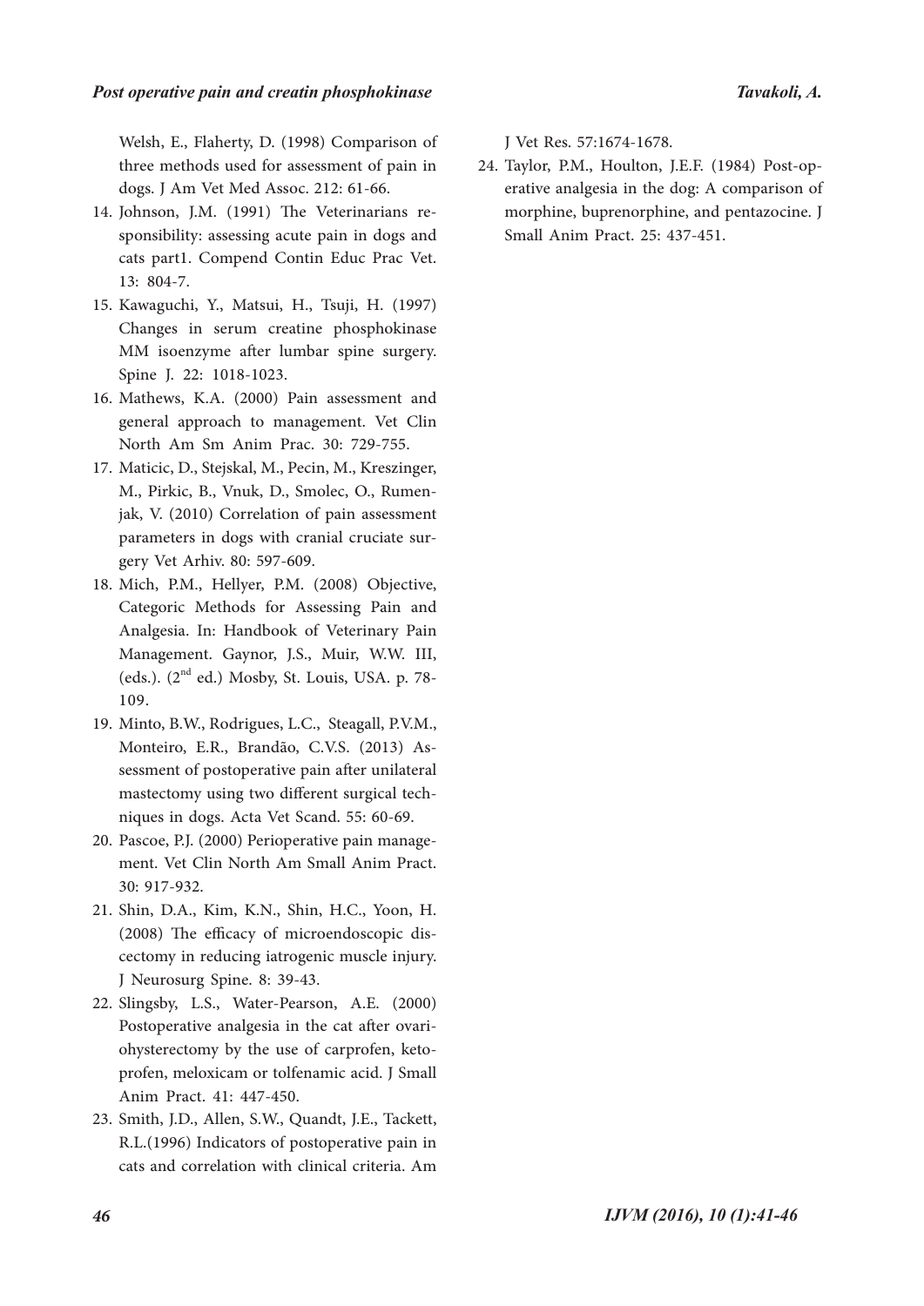Welsh, E., Flaherty, D. (1998) Comparison of three methods used for assessment of pain in dogs. J Am Vet Med Assoc. 212: 61-66.

14. Johnson, J.M. (1991) The Veterinarians responsibility: assessing acute pain in dogs and cats part1. Compend Contin Educ Prac Vet. 13: 804-7.
15. Kawaguchi, Y., Matsui, H., Tsuji, H. (1997) Changes in serum creatine phosphokinase MM isoenzyme after lumbar spine surgery. Spine J. 22: 1018-1023.
16. Mathews, K.A. (2000) Pain assessment and general approach to management. Vet Clin North Am Sm Anim Prac. 30: 729-755.
17. Maticic, D., Stejskal, M., Pecin, M., Kreszinger, M., Pirkic, B., Vnuk, D., Smolec, O., Rumenjak, V. (2010) Correlation of pain assessment parameters in dogs with cranial cruciate surgery Vet Arhiv. 80: 597-609.
18. Mich, P.M., Hellyer, P.M. (2008) Objective, Categoric Methods for Assessing Pain and Analgesia. In: Handbook of Veterinary Pain Management. Gaynor, J.S., Muir, W.W. III, (eds.). (2nd ed.) Mosby, St. Louis, USA. p. 78-109.
19. Minto, B.W., Rodrigues, L.C., Steagall, P.V.M., Monteiro, E.R., Brandão, C.V.S. (2013) Assessment of postoperative pain after unilateral mastectomy using two different surgical techniques in dogs. Acta Vet Scand. 55: 60-69.
20. Pascoe, P.J. (2000) Perioperative pain management. Vet Clin North Am Small Anim Pract. 30: 917-932.
21. Shin, D.A., Kim, K.N., Shin, H.C., Yoon, H. (2008) The efficacy of microendoscopic discectomy in reducing iatrogenic muscle injury. J Neurosurg Spine. 8: 39-43.
22. Slingsby, L.S., Water-Pearson, A.E. (2000) Postoperative analgesia in the cat after ovariohysterectomy by the use of carprofen, ketoprofen, meloxicam or tolfenamic acid. J Small Anim Pract. 41: 447-450.
23. Smith, J.D., Allen, S.W., Quandt, J.E., Tackett, R.L.(1996) Indicators of postoperative pain in cats and correlation with clinical criteria. Am J Vet Res. 57:1674-1678.
24. Taylor, P.M., Houlton, J.E.F. (1984) Post-operative analgesia in the dog: A comparison of morphine, buprenorphine, and pentazocine. J Small Anim Pract. 25: 437-451.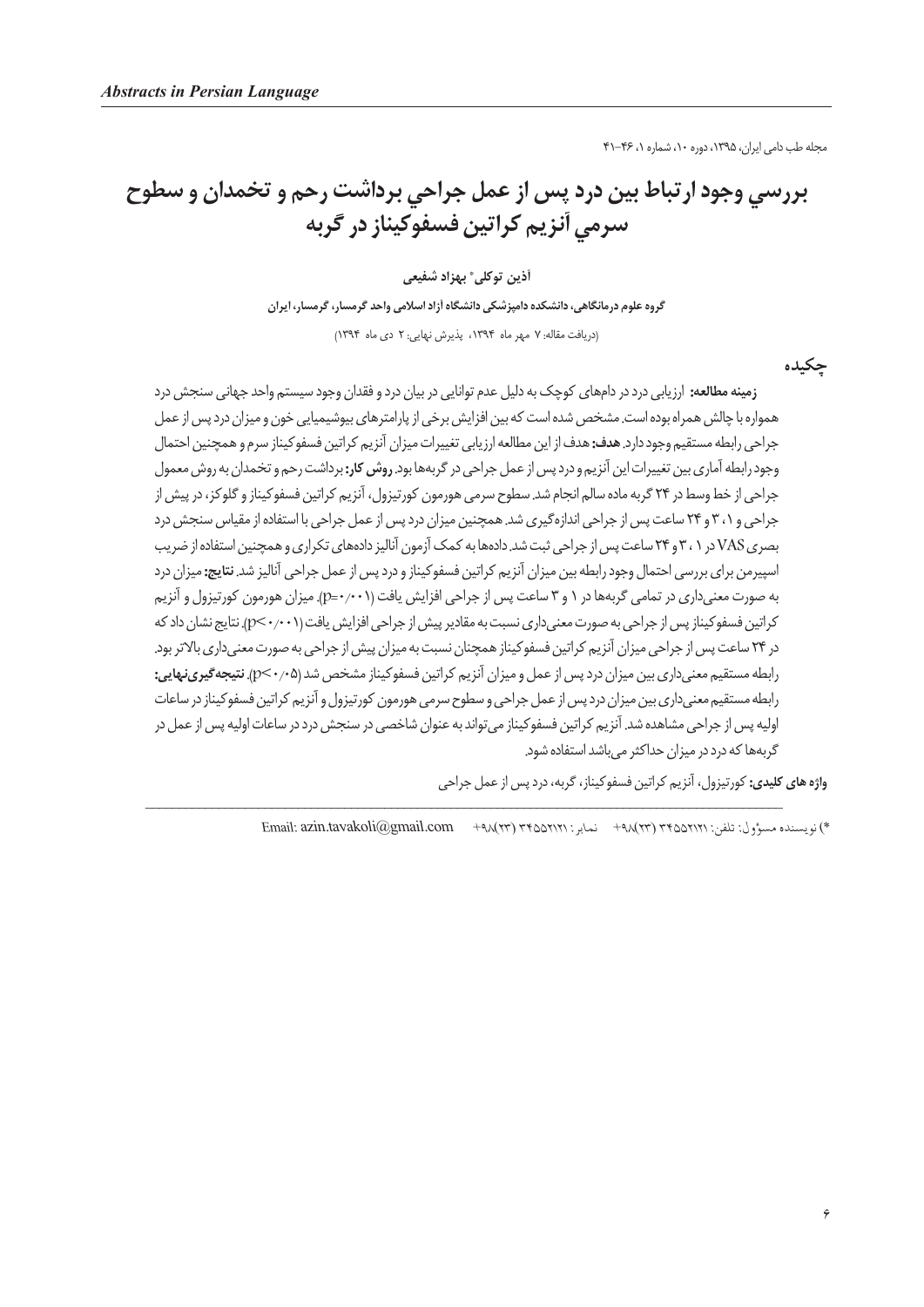# بررسي وجود ارتباط بين درد پس از عمل جراحي برداشت رحم و تخمدان و سطوح سرمي آنزيم كراتين فسفوكيناز در گربه

**آذین توکلی[*] بهزاد شفیعی**

**گروه علوم درمانگاهی، دانشکده دامپزشکی دانشگاه آزاد اسلامی واحد گرمسار، گرمسار، ایران**

(دریافت مقاله: ۷ مهر ماه ۱۳۹۴، پذیرش نهایی: ۲ دی ماه ۱۳۹۴)

## چکیده

**زمینه مطالعه:** ارزیابی درد در دام‌های کوچک به دلیل عدم توانایی در بیان درد و فقدان وجود سیستم واحد جهانی سنجش درد همواره با چالش همراه بوده است. مشخص شده است که بین افزایش برخی از پارامترهای بیوشیمیایی خون و میزان درد پس از عمل جراحی رابطه مستقیم وجود دارد. **هدف:** هدف از این مطالعه ارزیابی تغییرات میزان آنزیم کراتین فسفوکیناز سرم و همچنین احتمال وجود رابطه آماری بین تغییرات این آنزیم و درد پس از عمل جراحی در گربه‌ها بود. **روش کار:** برداشت رحم و تخمدان به روش معمول جراحی از خط وسط در ۲۴ گربه ماده سالم انجام شد. سطوح سرمی هورمون کورتیزول، آنزیم کراتین فسفوکیناز و گلوکز، در پیش از جراحی و ۱، ۳ و ۲۴ ساعت پس از جراحی اندازه‌گیری شد. همچنین میزان درد پس از عمل جراحی با استفاده از مقیاس سنجش درد بصری VAS در ۱، ۳ و ۲۴ ساعت پس از جراحی ثبت شد. داده‌ها به کمک آزمون آنالیز داده‌های تکراری و همچنین استفاده از ضریب اسپیرمن برای بررسی احتمال وجود رابطه بین میزان آنزیم کراتین فسفوکیناز و درد پس از عمل جراحی آنالیز شد. **نتایج:** میزان درد به صورت معنی‌داری در تمامی گربه‌ها در ۱ و ۳ ساعت پس از جراحی افزایش یافت ($p=۰/۰۰۱$). میزان هورمون کورتیزول و آنزیم کراتین فسفوکیناز پس از جراحی به صورت معنی‌داری نسبت به مقادیر پیش از جراحی افزایش یافت ($p<۰/۰۰۱$). نتایج نشان داد که در ۲۴ ساعت پس از جراحی میزان آنزیم کراتین فسفوکیناز همچنان نسبت به میزان پیش از جراحی به صورت معنی‌داری بالاتر بود. رابطه مستقیم معنی‌داری بین میزان درد پس از عمل و میزان آنزیم کراتین فسفوکیناز مشخص شد ($p<۰/۰۵$). **نتیجه‌گیری نهایی:** رابطه مستقیم معنی‌داری بین میزان درد پس از عمل جراحی و سطوح سرمی هورمون کورتیزول و آنزیم کراتین فسفوکیناز در ساعات اولیه پس از جراحی مشاهده شد. آنزیم کراتین فسفوکیناز می‌تواند به عنوان شاخصی در سنجش درد در ساعات اولیه پس از عمل در گربه‌ها که درد در میزان حداکثر می‌باشد استفاده شود.

**واژه های کلیدی:** کورتیزول، آنزیم کراتین فسفوکیناز، گربه، درد پس از عمل جراحی

---

*) نویسنده مسؤول: تلفن: ۳۴۵۵۲۱۲۱ (۲۳)۹۸+ نمابر: ۳۴۵۵۲۱۲۱ (۲۳)۹۸+ Email: azin.tavakoli@gmail.com